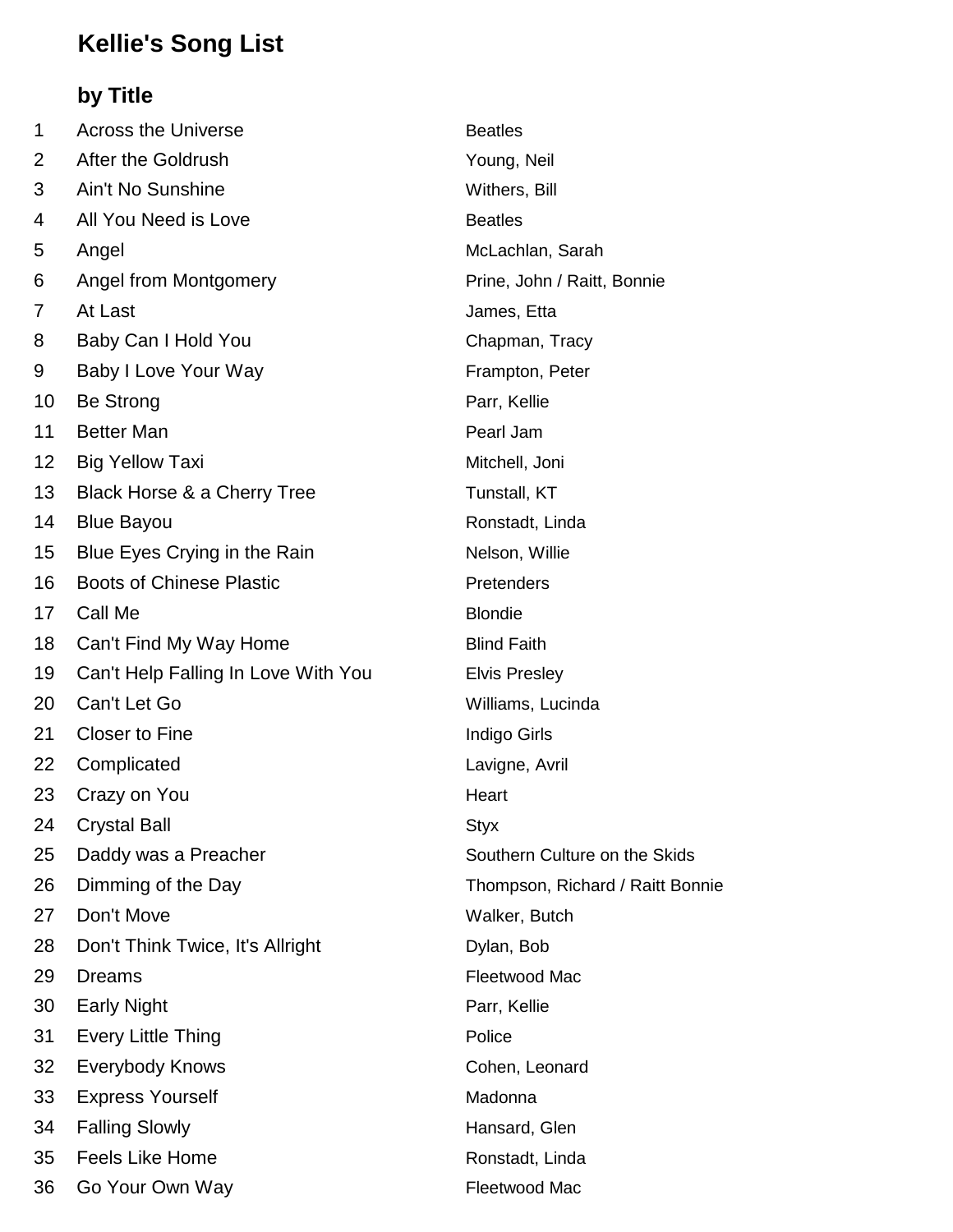# Kellie's Song List

## by Title

| # | Title | Artist |
|---|---|---|
| 1 | Across the Universe | Beatles |
| 2 | After the Goldrush | Young, Neil |
| 3 | Ain't No Sunshine | Withers, Bill |
| 4 | All You Need is Love | Beatles |
| 5 | Angel | McLachlan, Sarah |
| 6 | Angel from Montgomery | Prine, John / Raitt, Bonnie |
| 7 | At Last | James, Etta |
| 8 | Baby Can I Hold You | Chapman, Tracy |
| 9 | Baby I Love Your Way | Frampton, Peter |
| 10 | Be Strong | Parr, Kellie |
| 11 | Better Man | Pearl Jam |
| 12 | Big Yellow Taxi | Mitchell, Joni |
| 13 | Black Horse & a Cherry Tree | Tunstall, KT |
| 14 | Blue Bayou | Ronstadt, Linda |
| 15 | Blue Eyes Crying in the Rain | Nelson, Willie |
| 16 | Boots of Chinese Plastic | Pretenders |
| 17 | Call Me | Blondie |
| 18 | Can't Find My Way Home | Blind Faith |
| 19 | Can't Help Falling In Love With You | Elvis Presley |
| 20 | Can't Let Go | Williams, Lucinda |
| 21 | Closer to Fine | Indigo Girls |
| 22 | Complicated | Lavigne, Avril |
| 23 | Crazy on You | Heart |
| 24 | Crystal Ball | Styx |
| 25 | Daddy was a Preacher | Southern Culture on the Skids |
| 26 | Dimming of the Day | Thompson, Richard / Raitt Bonnie |
| 27 | Don't Move | Walker, Butch |
| 28 | Don't Think Twice, It's Allright | Dylan, Bob |
| 29 | Dreams | Fleetwood Mac |
| 30 | Early Night | Parr, Kellie |
| 31 | Every Little Thing | Police |
| 32 | Everybody Knows | Cohen, Leonard |
| 33 | Express Yourself | Madonna |
| 34 | Falling Slowly | Hansard, Glen |
| 35 | Feels Like Home | Ronstadt, Linda |
| 36 | Go Your Own Way | Fleetwood Mac |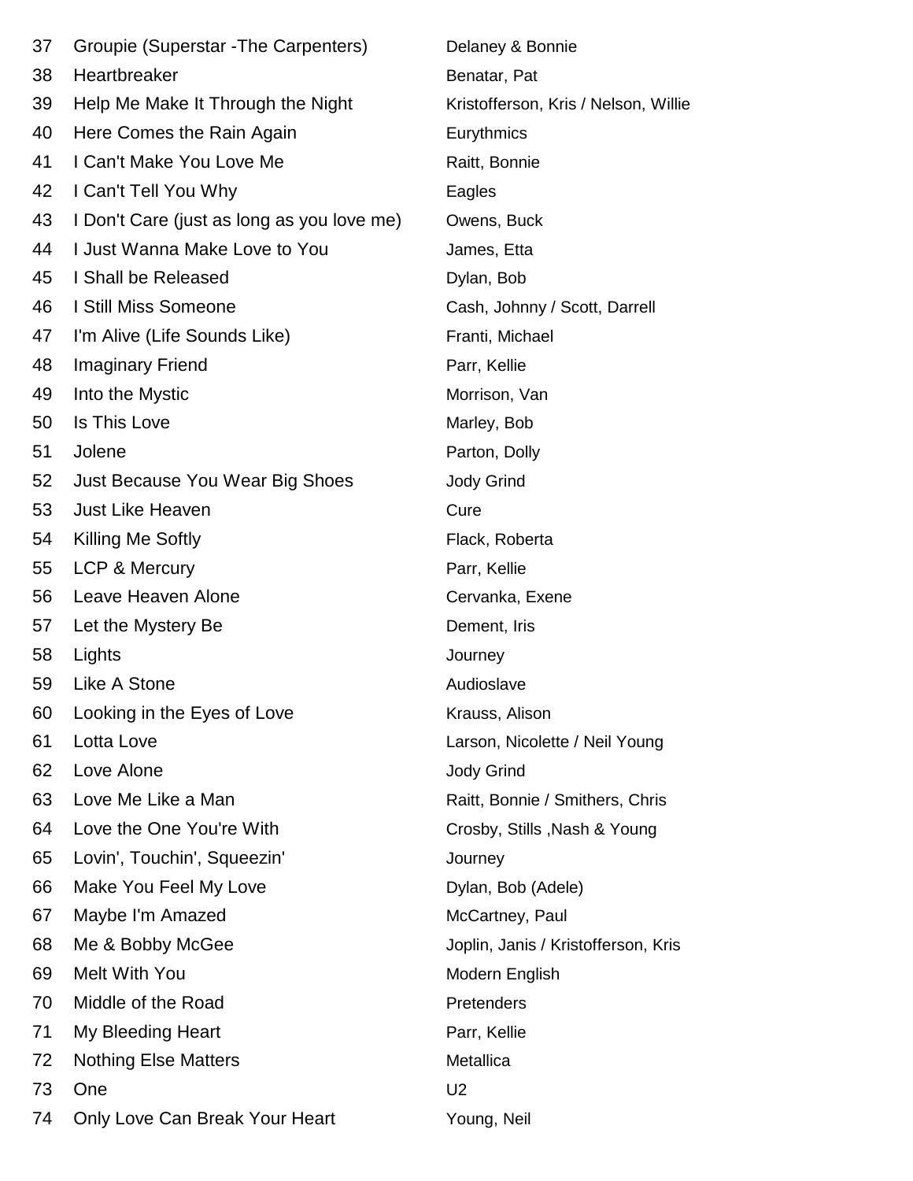| # | Title | Artist |
|---|---|---|
| 37 | Groupie (Superstar -The Carpenters) | Delaney & Bonnie |
| 38 | Heartbreaker | Benatar, Pat |
| 39 | Help Me Make It Through the Night | Kristofferson, Kris / Nelson, Willie |
| 40 | Here Comes the Rain Again | Eurythmics |
| 41 | I Can't Make You Love Me | Raitt, Bonnie |
| 42 | I Can't Tell You Why | Eagles |
| 43 | I Don't Care (just as long as you love me) | Owens, Buck |
| 44 | I Just Wanna Make Love to You | James, Etta |
| 45 | I Shall be Released | Dylan, Bob |
| 46 | I Still Miss Someone | Cash, Johnny / Scott, Darrell |
| 47 | I'm Alive (Life Sounds Like) | Franti, Michael |
| 48 | Imaginary Friend | Parr, Kellie |
| 49 | Into the Mystic | Morrison, Van |
| 50 | Is This Love | Marley, Bob |
| 51 | Jolene | Parton, Dolly |
| 52 | Just Because You Wear Big Shoes | Jody Grind |
| 53 | Just Like Heaven | Cure |
| 54 | Killing Me Softly | Flack, Roberta |
| 55 | LCP & Mercury | Parr, Kellie |
| 56 | Leave Heaven Alone | Cervanka, Exene |
| 57 | Let the Mystery Be | Dement, Iris |
| 58 | Lights | Journey |
| 59 | Like A Stone | Audioslave |
| 60 | Looking in the Eyes of Love | Krauss, Alison |
| 61 | Lotta Love | Larson, Nicolette / Neil Young |
| 62 | Love Alone | Jody Grind |
| 63 | Love Me Like a Man | Raitt, Bonnie / Smithers, Chris |
| 64 | Love the One You're With | Crosby, Stills ,Nash & Young |
| 65 | Lovin', Touchin', Squeezin' | Journey |
| 66 | Make You Feel My Love | Dylan, Bob (Adele) |
| 67 | Maybe I'm Amazed | McCartney, Paul |
| 68 | Me & Bobby McGee | Joplin, Janis / Kristofferson, Kris |
| 69 | Melt With You | Modern English |
| 70 | Middle of the Road | Pretenders |
| 71 | My Bleeding Heart | Parr, Kellie |
| 72 | Nothing Else Matters | Metallica |
| 73 | One | U2 |
| 74 | Only Love Can Break Your Heart | Young, Neil |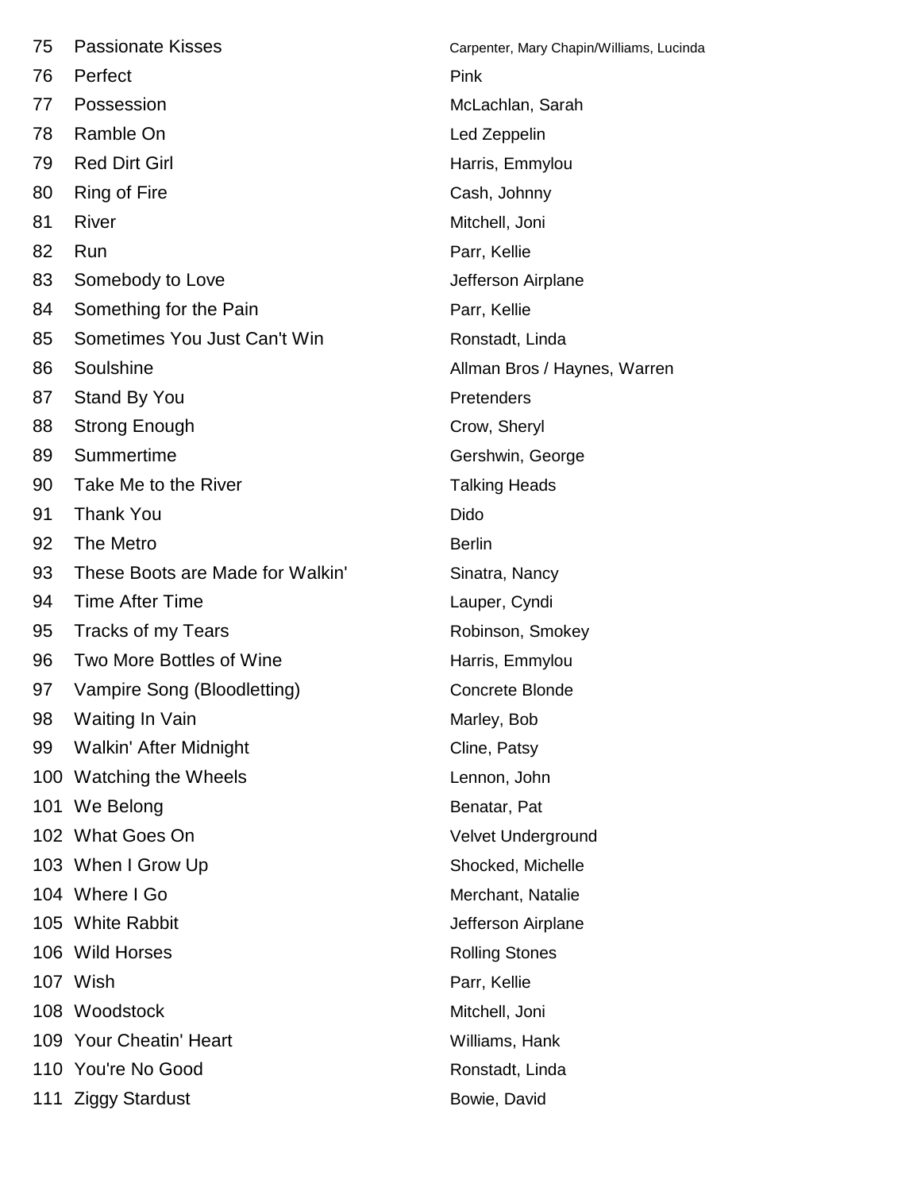| | | |
|---|---|---|
| 75 | Passionate Kisses | Carpenter, Mary Chapin/Williams, Lucinda |
| 76 | Perfect | Pink |
| 77 | Possession | McLachlan, Sarah |
| 78 | Ramble On | Led Zeppelin |
| 79 | Red Dirt Girl | Harris, Emmylou |
| 80 | Ring of Fire | Cash, Johnny |
| 81 | River | Mitchell, Joni |
| 82 | Run | Parr, Kellie |
| 83 | Somebody to Love | Jefferson Airplane |
| 84 | Something for the Pain | Parr, Kellie |
| 85 | Sometimes You Just Can't Win | Ronstadt, Linda |
| 86 | Soulshine | Allman Bros / Haynes, Warren |
| 87 | Stand By You | Pretenders |
| 88 | Strong Enough | Crow, Sheryl |
| 89 | Summertime | Gershwin, George |
| 90 | Take Me to the River | Talking Heads |
| 91 | Thank You | Dido |
| 92 | The Metro | Berlin |
| 93 | These Boots are Made for Walkin' | Sinatra, Nancy |
| 94 | Time After Time | Lauper, Cyndi |
| 95 | Tracks of my Tears | Robinson, Smokey |
| 96 | Two More Bottles of Wine | Harris, Emmylou |
| 97 | Vampire Song (Bloodletting) | Concrete Blonde |
| 98 | Waiting In Vain | Marley, Bob |
| 99 | Walkin' After Midnight | Cline, Patsy |
| 100 | Watching the Wheels | Lennon, John |
| 101 | We Belong | Benatar, Pat |
| 102 | What Goes On | Velvet Underground |
| 103 | When I Grow Up | Shocked, Michelle |
| 104 | Where I Go | Merchant, Natalie |
| 105 | White Rabbit | Jefferson Airplane |
| 106 | Wild Horses | Rolling Stones |
| 107 | Wish | Parr, Kellie |
| 108 | Woodstock | Mitchell, Joni |
| 109 | Your Cheatin' Heart | Williams, Hank |
| 110 | You're No Good | Ronstadt, Linda |
| 111 | Ziggy Stardust | Bowie, David |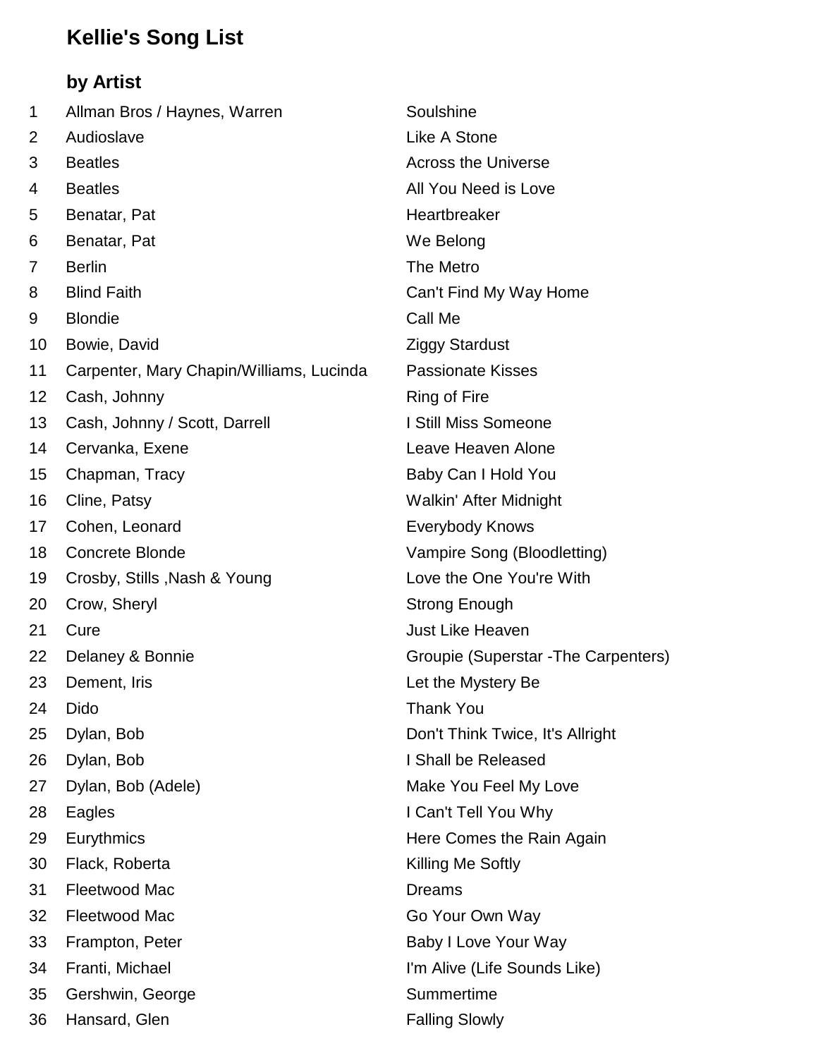# Kellie's Song List

## by Artist

| # | Artist | Song |
|---|---|---|
| 1 | Allman Bros / Haynes, Warren | Soulshine |
| 2 | Audioslave | Like A Stone |
| 3 | Beatles | Across the Universe |
| 4 | Beatles | All You Need is Love |
| 5 | Benatar, Pat | Heartbreaker |
| 6 | Benatar, Pat | We Belong |
| 7 | Berlin | The Metro |
| 8 | Blind Faith | Can't Find My Way Home |
| 9 | Blondie | Call Me |
| 10 | Bowie, David | Ziggy Stardust |
| 11 | Carpenter, Mary Chapin/Williams, Lucinda | Passionate Kisses |
| 12 | Cash, Johnny | Ring of Fire |
| 13 | Cash, Johnny / Scott, Darrell | I Still Miss Someone |
| 14 | Cervanka, Exene | Leave Heaven Alone |
| 15 | Chapman, Tracy | Baby Can I Hold You |
| 16 | Cline, Patsy | Walkin' After Midnight |
| 17 | Cohen, Leonard | Everybody Knows |
| 18 | Concrete Blonde | Vampire Song (Bloodletting) |
| 19 | Crosby, Stills ,Nash & Young | Love the One You're With |
| 20 | Crow, Sheryl | Strong Enough |
| 21 | Cure | Just Like Heaven |
| 22 | Delaney & Bonnie | Groupie (Superstar -The Carpenters) |
| 23 | Dement, Iris | Let the Mystery Be |
| 24 | Dido | Thank You |
| 25 | Dylan, Bob | Don't Think Twice, It's Allright |
| 26 | Dylan, Bob | I Shall be Released |
| 27 | Dylan, Bob (Adele) | Make You Feel My Love |
| 28 | Eagles | I Can't Tell You Why |
| 29 | Eurythmics | Here Comes the Rain Again |
| 30 | Flack, Roberta | Killing Me Softly |
| 31 | Fleetwood Mac | Dreams |
| 32 | Fleetwood Mac | Go Your Own Way |
| 33 | Frampton, Peter | Baby I Love Your Way |
| 34 | Franti, Michael | I'm Alive (Life Sounds Like) |
| 35 | Gershwin, George | Summertime |
| 36 | Hansard, Glen | Falling Slowly |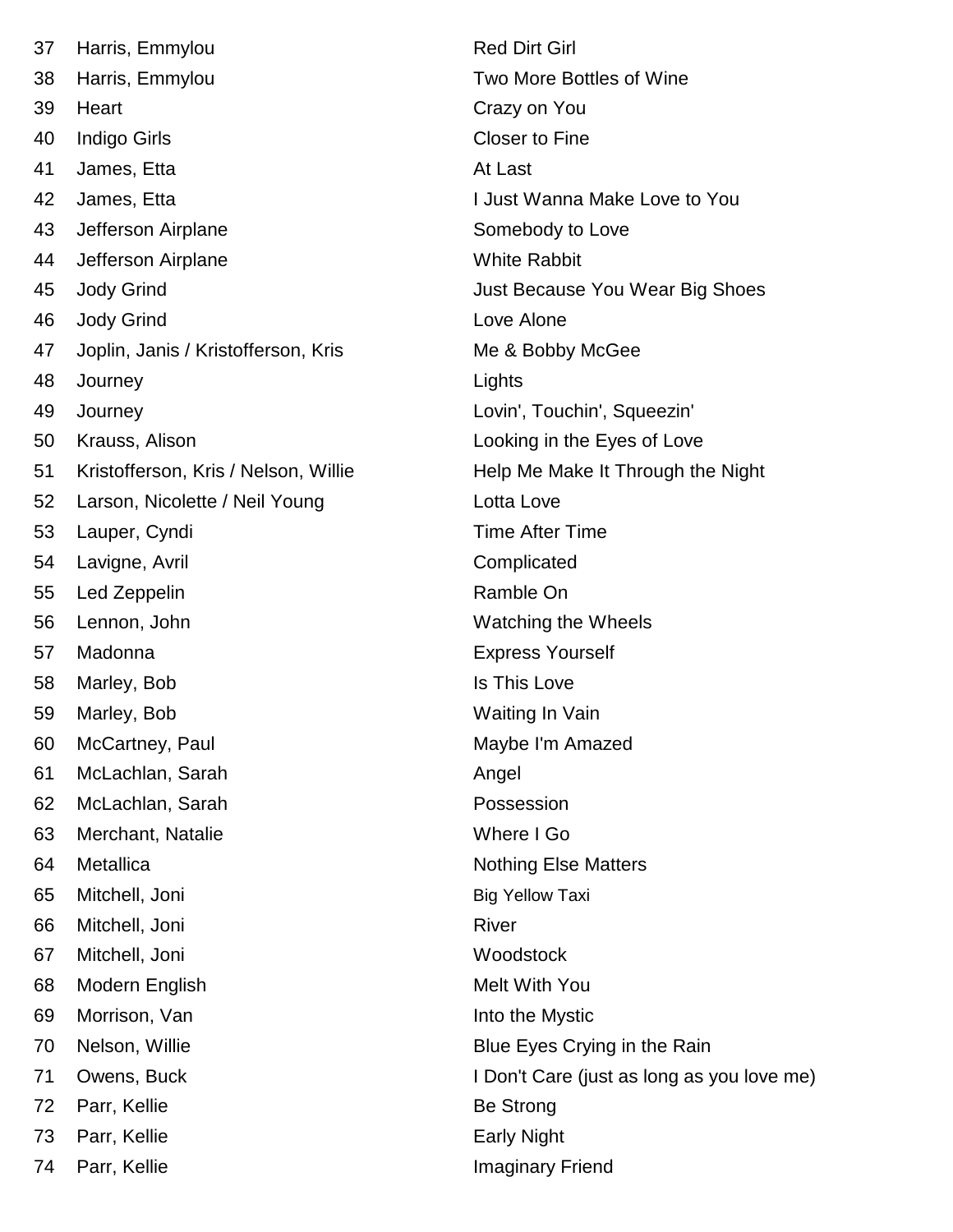| | | |
|---|---|---|
| 37 | Harris, Emmylou | Red Dirt Girl |
| 38 | Harris, Emmylou | Two More Bottles of Wine |
| 39 | Heart | Crazy on You |
| 40 | Indigo Girls | Closer to Fine |
| 41 | James, Etta | At Last |
| 42 | James, Etta | I Just Wanna Make Love to You |
| 43 | Jefferson Airplane | Somebody to Love |
| 44 | Jefferson Airplane | White Rabbit |
| 45 | Jody Grind | Just Because You Wear Big Shoes |
| 46 | Jody Grind | Love Alone |
| 47 | Joplin, Janis / Kristofferson, Kris | Me & Bobby McGee |
| 48 | Journey | Lights |
| 49 | Journey | Lovin', Touchin', Squeezin' |
| 50 | Krauss, Alison | Looking in the Eyes of Love |
| 51 | Kristofferson, Kris / Nelson, Willie | Help Me Make It Through the Night |
| 52 | Larson, Nicolette / Neil Young | Lotta Love |
| 53 | Lauper, Cyndi | Time After Time |
| 54 | Lavigne, Avril | Complicated |
| 55 | Led Zeppelin | Ramble On |
| 56 | Lennon, John | Watching the Wheels |
| 57 | Madonna | Express Yourself |
| 58 | Marley, Bob | Is This Love |
| 59 | Marley, Bob | Waiting In Vain |
| 60 | McCartney, Paul | Maybe I'm Amazed |
| 61 | McLachlan, Sarah | Angel |
| 62 | McLachlan, Sarah | Possession |
| 63 | Merchant, Natalie | Where I Go |
| 64 | Metallica | Nothing Else Matters |
| 65 | Mitchell, Joni | Big Yellow Taxi |
| 66 | Mitchell, Joni | River |
| 67 | Mitchell, Joni | Woodstock |
| 68 | Modern English | Melt With You |
| 69 | Morrison, Van | Into the Mystic |
| 70 | Nelson, Willie | Blue Eyes Crying in the Rain |
| 71 | Owens, Buck | I Don't Care (just as long as you love me) |
| 72 | Parr, Kellie | Be Strong |
| 73 | Parr, Kellie | Early Night |
| 74 | Parr, Kellie | Imaginary Friend |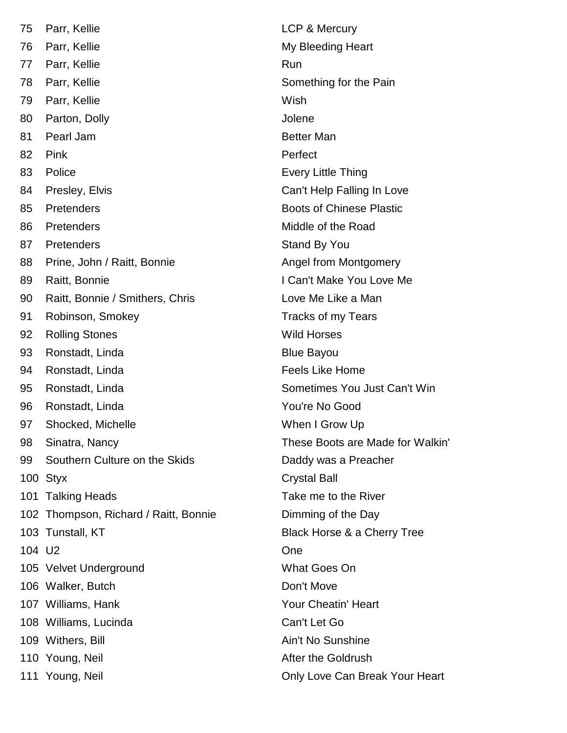| | | |
|---|---|---|
| 75 | Parr, Kellie | LCP & Mercury |
| 76 | Parr, Kellie | My Bleeding Heart |
| 77 | Parr, Kellie | Run |
| 78 | Parr, Kellie | Something for the Pain |
| 79 | Parr, Kellie | Wish |
| 80 | Parton, Dolly | Jolene |
| 81 | Pearl Jam | Better Man |
| 82 | Pink | Perfect |
| 83 | Police | Every Little Thing |
| 84 | Presley, Elvis | Can't Help Falling In Love |
| 85 | Pretenders | Boots of Chinese Plastic |
| 86 | Pretenders | Middle of the Road |
| 87 | Pretenders | Stand By You |
| 88 | Prine, John / Raitt, Bonnie | Angel from Montgomery |
| 89 | Raitt, Bonnie | I Can't Make You Love Me |
| 90 | Raitt, Bonnie / Smithers, Chris | Love Me Like a Man |
| 91 | Robinson, Smokey | Tracks of my Tears |
| 92 | Rolling Stones | Wild Horses |
| 93 | Ronstadt, Linda | Blue Bayou |
| 94 | Ronstadt, Linda | Feels Like Home |
| 95 | Ronstadt, Linda | Sometimes You Just Can't Win |
| 96 | Ronstadt, Linda | You're No Good |
| 97 | Shocked, Michelle | When I Grow Up |
| 98 | Sinatra, Nancy | These Boots are Made for Walkin' |
| 99 | Southern Culture on the Skids | Daddy was a Preacher |
| 100 | Styx | Crystal Ball |
| 101 | Talking Heads | Take me to the River |
| 102 | Thompson, Richard / Raitt, Bonnie | Dimming of the Day |
| 103 | Tunstall, KT | Black Horse & a Cherry Tree |
| 104 | U2 | One |
| 105 | Velvet Underground | What Goes On |
| 106 | Walker, Butch | Don't Move |
| 107 | Williams, Hank | Your Cheatin' Heart |
| 108 | Williams, Lucinda | Can't Let Go |
| 109 | Withers, Bill | Ain't No Sunshine |
| 110 | Young, Neil | After the Goldrush |
| 111 | Young, Neil | Only Love Can Break Your Heart |